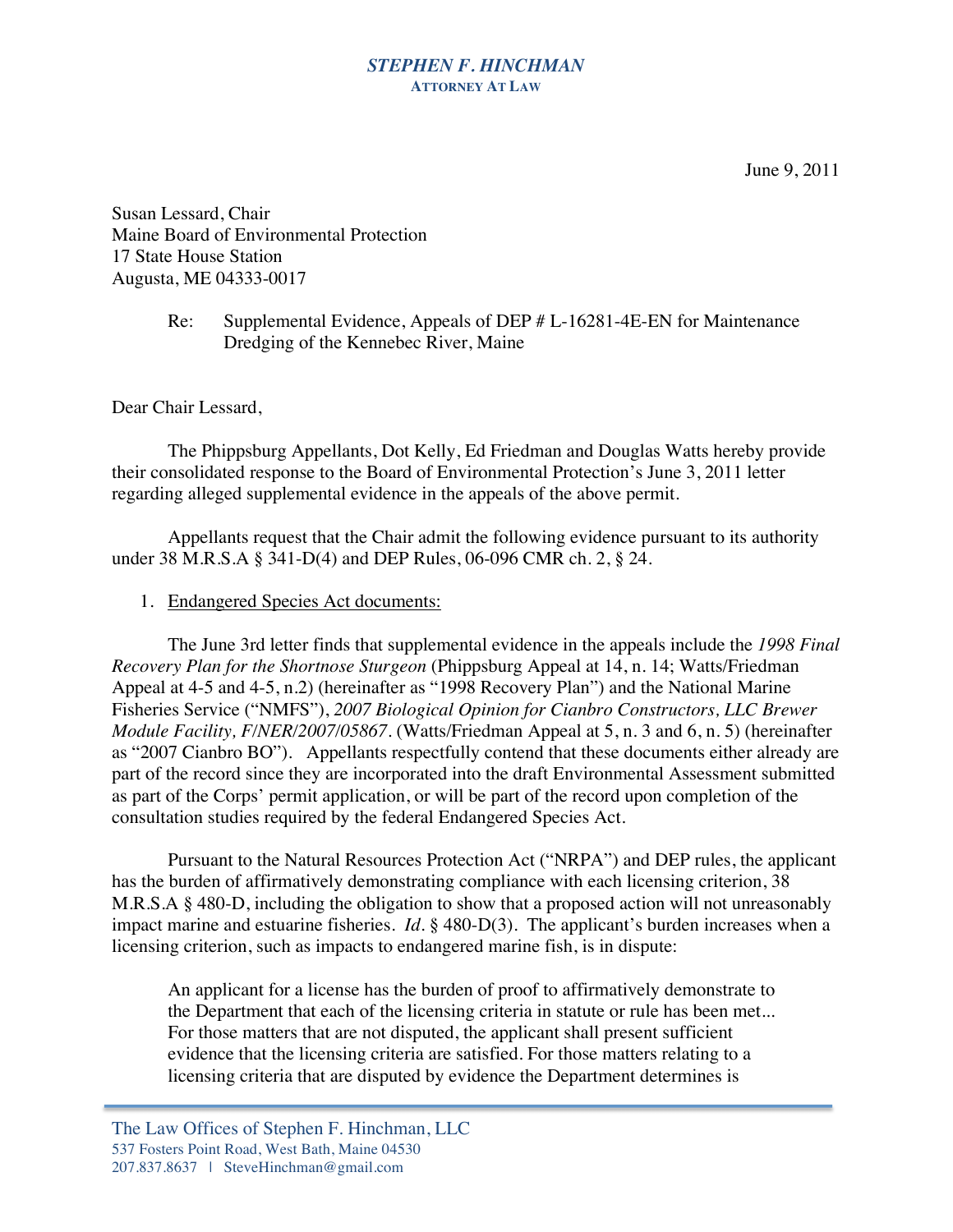**STEPHEN F. HINCHMAN**
ATTORNEY AT LAW

June 9, 2011

Susan Lessard, Chair
Maine Board of Environmental Protection
17 State House Station
Augusta, ME 04333-0017

Re: Supplemental Evidence, Appeals of DEP # L-16281-4E-EN for Maintenance Dredging of the Kennebec River, Maine

Dear Chair Lessard,

The Phippsburg Appellants, Dot Kelly, Ed Friedman and Douglas Watts hereby provide their consolidated response to the Board of Environmental Protection's June 3, 2011 letter regarding alleged supplemental evidence in the appeals of the above permit.

Appellants request that the Chair admit the following evidence pursuant to its authority under 38 M.R.S.A § 341-D(4) and DEP Rules, 06-096 CMR ch. 2, § 24.

1. Endangered Species Act documents:

The June 3rd letter finds that supplemental evidence in the appeals include the *1998 Final Recovery Plan for the Shortnose Sturgeon* (Phippsburg Appeal at 14, n. 14; Watts/Friedman Appeal at 4-5 and 4-5, n.2) (hereinafter as "1998 Recovery Plan") and the National Marine Fisheries Service ("NMFS"), *2007 Biological Opinion for Cianbro Constructors, LLC Brewer Module Facility, F/NER/2007/05867*. (Watts/Friedman Appeal at 5, n. 3 and 6, n. 5) (hereinafter as "2007 Cianbro BO"). Appellants respectfully contend that these documents either already are part of the record since they are incorporated into the draft Environmental Assessment submitted as part of the Corps' permit application, or will be part of the record upon completion of the consultation studies required by the federal Endangered Species Act.

Pursuant to the Natural Resources Protection Act ("NRPA") and DEP rules, the applicant has the burden of affirmatively demonstrating compliance with each licensing criterion, 38 M.R.S.A § 480-D, including the obligation to show that a proposed action will not unreasonably impact marine and estuarine fisheries. *Id.* § 480-D(3). The applicant's burden increases when a licensing criterion, such as impacts to endangered marine fish, is in dispute:

> An applicant for a license has the burden of proof to affirmatively demonstrate to the Department that each of the licensing criteria in statute or rule has been met... For those matters that are not disputed, the applicant shall present sufficient evidence that the licensing criteria are satisfied. For those matters relating to a licensing criteria that are disputed by evidence the Department determines is

The Law Offices of Stephen F. Hinchman, LLC
537 Fosters Point Road, West Bath, Maine 04530
207.837.8637 | SteveHinchman@gmail.com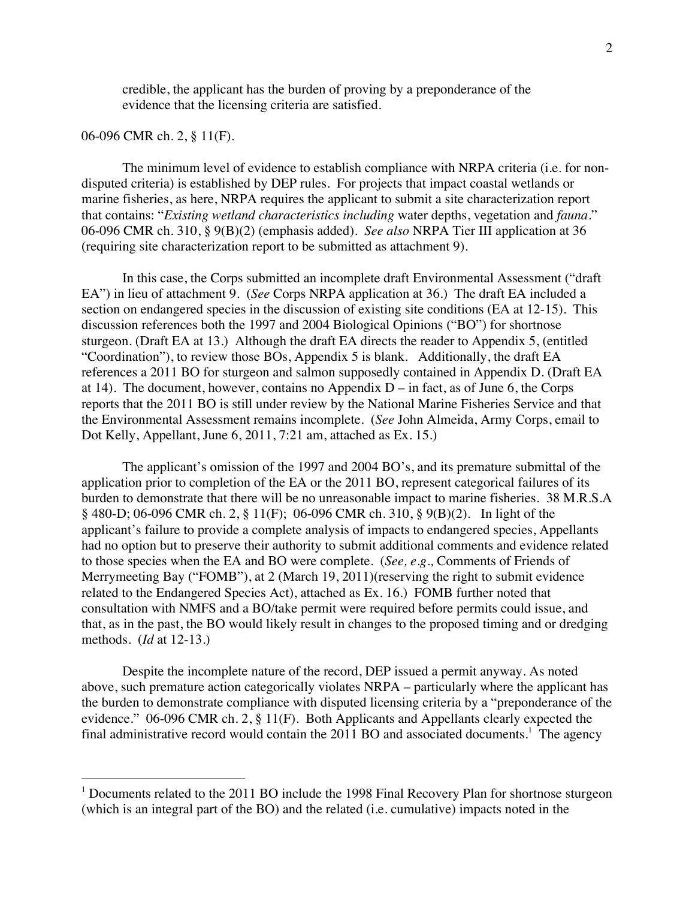> credible, the applicant has the burden of proving by a preponderance of the evidence that the licensing criteria are satisfied.

06-096 CMR ch. 2, § 11(F).

The minimum level of evidence to establish compliance with NRPA criteria (i.e. for non-disputed criteria) is established by DEP rules. For projects that impact coastal wetlands or marine fisheries, as here, NRPA requires the applicant to submit a site characterization report that contains: "*Existing wetland characteristics including* water depths, vegetation and *fauna*." 06-096 CMR ch. 310, § 9(B)(2) (emphasis added). *See also* NRPA Tier III application at 36 (requiring site characterization report to be submitted as attachment 9).

In this case, the Corps submitted an incomplete draft Environmental Assessment ("draft EA") in lieu of attachment 9. (*See* Corps NRPA application at 36.) The draft EA included a section on endangered species in the discussion of existing site conditions (EA at 12-15). This discussion references both the 1997 and 2004 Biological Opinions ("BO") for shortnose sturgeon. (Draft EA at 13.) Although the draft EA directs the reader to Appendix 5, (entitled "Coordination"), to review those BOs, Appendix 5 is blank. Additionally, the draft EA references a 2011 BO for sturgeon and salmon supposedly contained in Appendix D. (Draft EA at 14). The document, however, contains no Appendix D – in fact, as of June 6, the Corps reports that the 2011 BO is still under review by the National Marine Fisheries Service and that the Environmental Assessment remains incomplete. (*See* John Almeida, Army Corps, email to Dot Kelly, Appellant, June 6, 2011, 7:21 am, attached as Ex. 15.)

The applicant's omission of the 1997 and 2004 BO's, and its premature submittal of the application prior to completion of the EA or the 2011 BO, represent categorical failures of its burden to demonstrate that there will be no unreasonable impact to marine fisheries. 38 M.R.S.A § 480-D; 06-096 CMR ch. 2, § 11(F); 06-096 CMR ch. 310, § 9(B)(2). In light of the applicant's failure to provide a complete analysis of impacts to endangered species, Appellants had no option but to preserve their authority to submit additional comments and evidence related to those species when the EA and BO were complete. (*See, e.g.,* Comments of Friends of Merrymeeting Bay ("FOMB"), at 2 (March 19, 2011)(reserving the right to submit evidence related to the Endangered Species Act), attached as Ex. 16.) FOMB further noted that consultation with NMFS and a BO/take permit were required before permits could issue, and that, as in the past, the BO would likely result in changes to the proposed timing and or dredging methods. (*Id* at 12-13.)

Despite the incomplete nature of the record, DEP issued a permit anyway. As noted above, such premature action categorically violates NRPA – particularly where the applicant has the burden to demonstrate compliance with disputed licensing criteria by a "preponderance of the evidence." 06-096 CMR ch. 2, § 11(F). Both Applicants and Appellants clearly expected the final administrative record would contain the 2011 BO and associated documents.[1] The agency

[1] Documents related to the 2011 BO include the 1998 Final Recovery Plan for shortnose sturgeon (which is an integral part of the BO) and the related (i.e. cumulative) impacts noted in the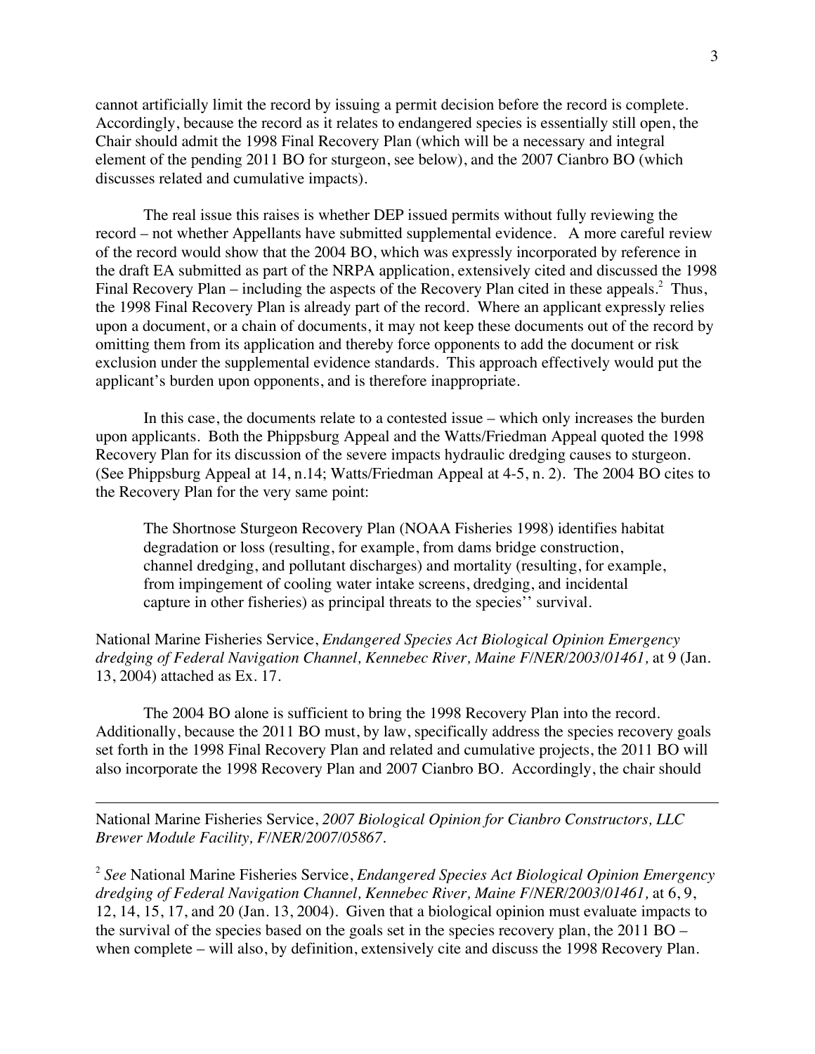cannot artificially limit the record by issuing a permit decision before the record is complete. Accordingly, because the record as it relates to endangered species is essentially still open, the Chair should admit the 1998 Final Recovery Plan (which will be a necessary and integral element of the pending 2011 BO for sturgeon, see below), and the 2007 Cianbro BO (which discusses related and cumulative impacts).

The real issue this raises is whether DEP issued permits without fully reviewing the record – not whether Appellants have submitted supplemental evidence. A more careful review of the record would show that the 2004 BO, which was expressly incorporated by reference in the draft EA submitted as part of the NRPA application, extensively cited and discussed the 1998 Final Recovery Plan – including the aspects of the Recovery Plan cited in these appeals.[2] Thus, the 1998 Final Recovery Plan is already part of the record. Where an applicant expressly relies upon a document, or a chain of documents, it may not keep these documents out of the record by omitting them from its application and thereby force opponents to add the document or risk exclusion under the supplemental evidence standards. This approach effectively would put the applicant's burden upon opponents, and is therefore inappropriate.

In this case, the documents relate to a contested issue – which only increases the burden upon applicants. Both the Phippsburg Appeal and the Watts/Friedman Appeal quoted the 1998 Recovery Plan for its discussion of the severe impacts hydraulic dredging causes to sturgeon. (See Phippsburg Appeal at 14, n.14; Watts/Friedman Appeal at 4-5, n. 2). The 2004 BO cites to the Recovery Plan for the very same point:

> The Shortnose Sturgeon Recovery Plan (NOAA Fisheries 1998) identifies habitat degradation or loss (resulting, for example, from dams bridge construction, channel dredging, and pollutant discharges) and mortality (resulting, for example, from impingement of cooling water intake screens, dredging, and incidental capture in other fisheries) as principal threats to the species'' survival.

National Marine Fisheries Service, *Endangered Species Act Biological Opinion Emergency dredging of Federal Navigation Channel, Kennebec River, Maine F/NER/2003/01461,* at 9 (Jan. 13, 2004) attached as Ex. 17.

The 2004 BO alone is sufficient to bring the 1998 Recovery Plan into the record. Additionally, because the 2011 BO must, by law, specifically address the species recovery goals set forth in the 1998 Final Recovery Plan and related and cumulative projects, the 2011 BO will also incorporate the 1998 Recovery Plan and 2007 Cianbro BO. Accordingly, the chair should

---

National Marine Fisheries Service, *2007 Biological Opinion for Cianbro Constructors, LLC Brewer Module Facility, F/NER/2007/05867.*

[2] *See* National Marine Fisheries Service, *Endangered Species Act Biological Opinion Emergency dredging of Federal Navigation Channel, Kennebec River, Maine F/NER/2003/01461,* at 6, 9, 12, 14, 15, 17, and 20 (Jan. 13, 2004). Given that a biological opinion must evaluate impacts to the survival of the species based on the goals set in the species recovery plan, the 2011 BO – when complete – will also, by definition, extensively cite and discuss the 1998 Recovery Plan.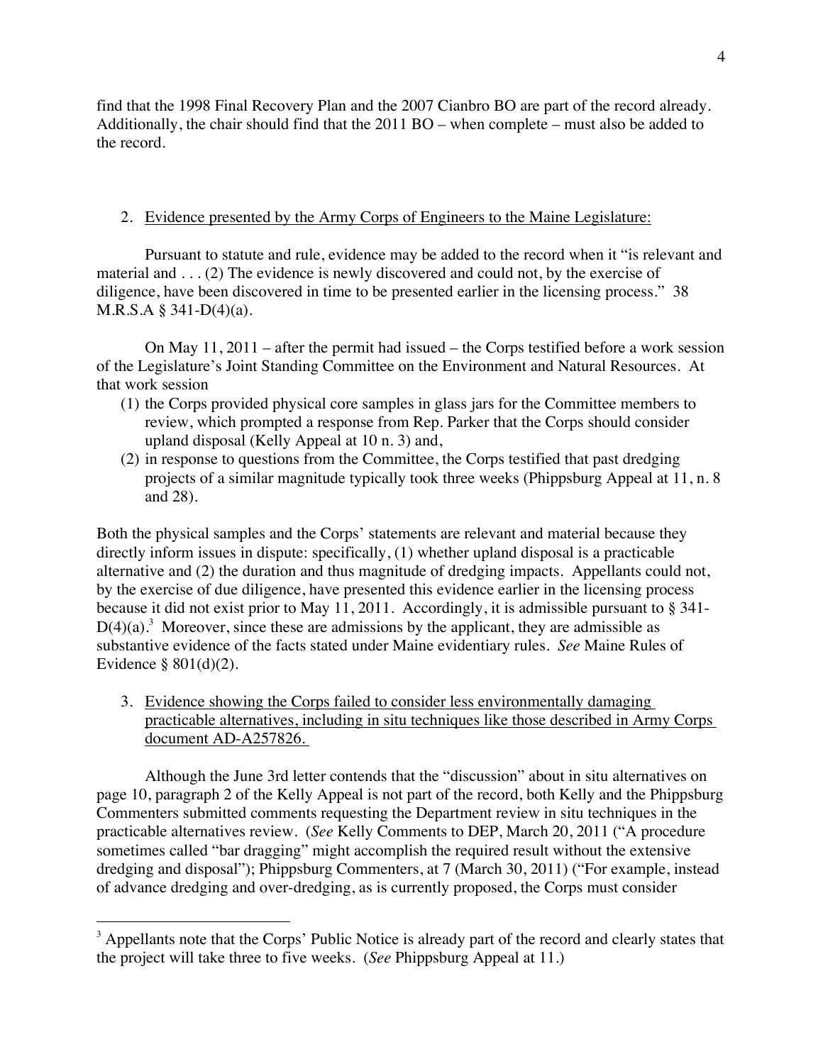find that the 1998 Final Recovery Plan and the 2007 Cianbro BO are part of the record already. Additionally, the chair should find that the 2011 BO – when complete – must also be added to the record.

2. Evidence presented by the Army Corps of Engineers to the Maine Legislature:

Pursuant to statute and rule, evidence may be added to the record when it "is relevant and material and . . . (2) The evidence is newly discovered and could not, by the exercise of diligence, have been discovered in time to be presented earlier in the licensing process." 38 M.R.S.A § 341-D(4)(a).

On May 11, 2011 – after the permit had issued – the Corps testified before a work session of the Legislature's Joint Standing Committee on the Environment and Natural Resources. At that work session

(1) the Corps provided physical core samples in glass jars for the Committee members to review, which prompted a response from Rep. Parker that the Corps should consider upland disposal (Kelly Appeal at 10 n. 3) and,
(2) in response to questions from the Committee, the Corps testified that past dredging projects of a similar magnitude typically took three weeks (Phippsburg Appeal at 11, n. 8 and 28).

Both the physical samples and the Corps' statements are relevant and material because they directly inform issues in dispute: specifically, (1) whether upland disposal is a practicable alternative and (2) the duration and thus magnitude of dredging impacts. Appellants could not, by the exercise of due diligence, have presented this evidence earlier in the licensing process because it did not exist prior to May 11, 2011. Accordingly, it is admissible pursuant to § 341-D(4)(a).[3] Moreover, since these are admissions by the applicant, they are admissible as substantive evidence of the facts stated under Maine evidentiary rules. *See* Maine Rules of Evidence § 801(d)(2).

3. Evidence showing the Corps failed to consider less environmentally damaging practicable alternatives, including in situ techniques like those described in Army Corps document AD-A257826.

Although the June 3rd letter contends that the "discussion" about in situ alternatives on page 10, paragraph 2 of the Kelly Appeal is not part of the record, both Kelly and the Phippsburg Commenters submitted comments requesting the Department review in situ techniques in the practicable alternatives review. (*See* Kelly Comments to DEP, March 20, 2011 ("A procedure sometimes called "bar dragging" might accomplish the required result without the extensive dredging and disposal"); Phippsburg Commenters, at 7 (March 30, 2011) ("For example, instead of advance dredging and over-dredging, as is currently proposed, the Corps must consider

[3] Appellants note that the Corps' Public Notice is already part of the record and clearly states that the project will take three to five weeks. (*See* Phippsburg Appeal at 11.)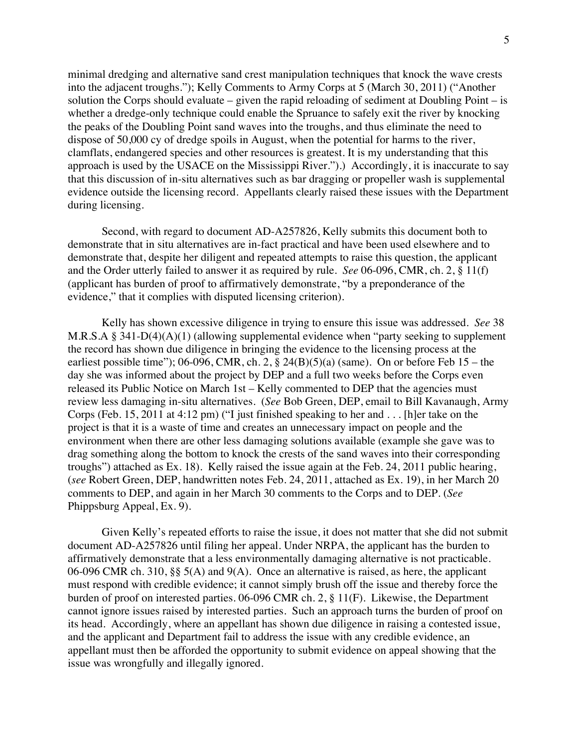minimal dredging and alternative sand crest manipulation techniques that knock the wave crests into the adjacent troughs."); Kelly Comments to Army Corps at 5 (March 30, 2011) ("Another solution the Corps should evaluate – given the rapid reloading of sediment at Doubling Point – is whether a dredge-only technique could enable the Spruance to safely exit the river by knocking the peaks of the Doubling Point sand waves into the troughs, and thus eliminate the need to dispose of 50,000 cy of dredge spoils in August, when the potential for harms to the river, clamflats, endangered species and other resources is greatest. It is my understanding that this approach is used by the USACE on the Mississippi River.").) Accordingly, it is inaccurate to say that this discussion of in-situ alternatives such as bar dragging or propeller wash is supplemental evidence outside the licensing record. Appellants clearly raised these issues with the Department during licensing.

Second, with regard to document AD-A257826, Kelly submits this document both to demonstrate that in situ alternatives are in-fact practical and have been used elsewhere and to demonstrate that, despite her diligent and repeated attempts to raise this question, the applicant and the Order utterly failed to answer it as required by rule. *See* 06-096, CMR, ch. 2, § 11(f) (applicant has burden of proof to affirmatively demonstrate, "by a preponderance of the evidence," that it complies with disputed licensing criterion).

Kelly has shown excessive diligence in trying to ensure this issue was addressed. *See* 38 M.R.S.A § 341-D(4)(A)(1) (allowing supplemental evidence when "party seeking to supplement the record has shown due diligence in bringing the evidence to the licensing process at the earliest possible time"); 06-096, CMR, ch. 2, § 24(B)(5)(a) (same). On or before Feb 15 – the day she was informed about the project by DEP and a full two weeks before the Corps even released its Public Notice on March 1st – Kelly commented to DEP that the agencies must review less damaging in-situ alternatives. (*See* Bob Green, DEP, email to Bill Kavanaugh, Army Corps (Feb. 15, 2011 at 4:12 pm) ("I just finished speaking to her and . . . [h]er take on the project is that it is a waste of time and creates an unnecessary impact on people and the environment when there are other less damaging solutions available (example she gave was to drag something along the bottom to knock the crests of the sand waves into their corresponding troughs") attached as Ex. 18). Kelly raised the issue again at the Feb. 24, 2011 public hearing, (*see* Robert Green, DEP, handwritten notes Feb. 24, 2011, attached as Ex. 19), in her March 20 comments to DEP, and again in her March 30 comments to the Corps and to DEP. (*See* Phippsburg Appeal, Ex. 9).

Given Kelly's repeated efforts to raise the issue, it does not matter that she did not submit document AD-A257826 until filing her appeal. Under NRPA, the applicant has the burden to affirmatively demonstrate that a less environmentally damaging alternative is not practicable. 06-096 CMR ch. 310, §§ 5(A) and 9(A). Once an alternative is raised, as here, the applicant must respond with credible evidence; it cannot simply brush off the issue and thereby force the burden of proof on interested parties. 06-096 CMR ch. 2, § 11(F). Likewise, the Department cannot ignore issues raised by interested parties. Such an approach turns the burden of proof on its head. Accordingly, where an appellant has shown due diligence in raising a contested issue, and the applicant and Department fail to address the issue with any credible evidence, an appellant must then be afforded the opportunity to submit evidence on appeal showing that the issue was wrongfully and illegally ignored.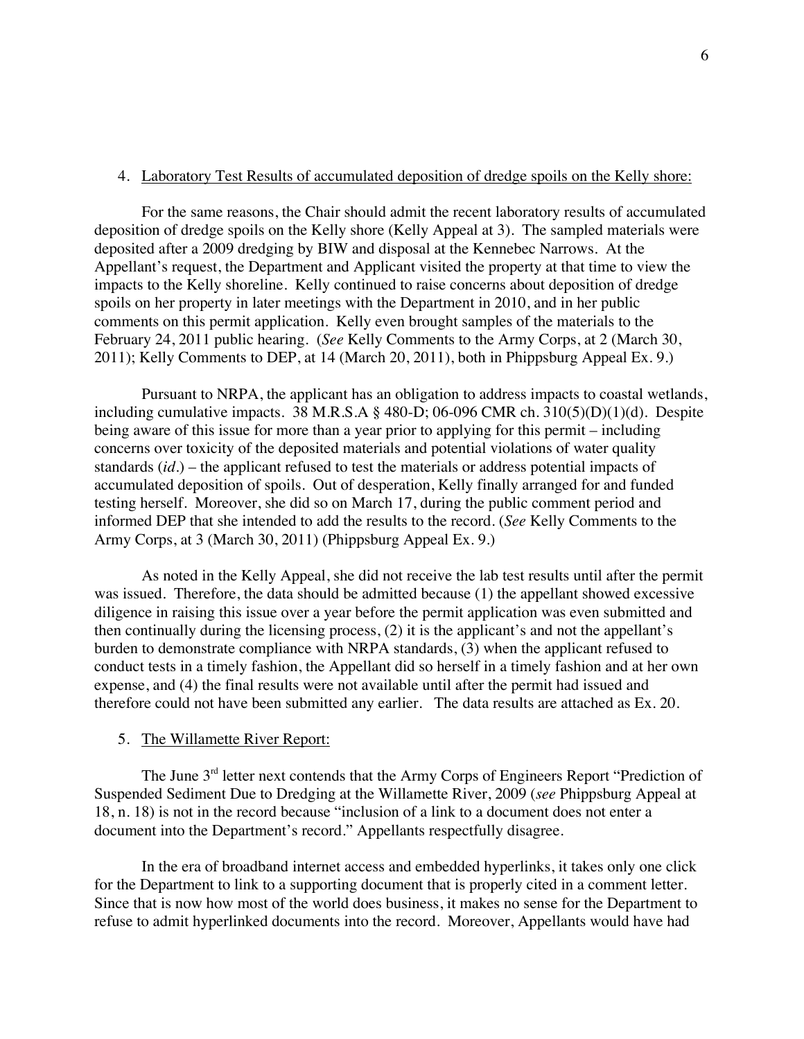4. Laboratory Test Results of accumulated deposition of dredge spoils on the Kelly shore:

For the same reasons, the Chair should admit the recent laboratory results of accumulated deposition of dredge spoils on the Kelly shore (Kelly Appeal at 3). The sampled materials were deposited after a 2009 dredging by BIW and disposal at the Kennebec Narrows. At the Appellant's request, the Department and Applicant visited the property at that time to view the impacts to the Kelly shoreline. Kelly continued to raise concerns about deposition of dredge spoils on her property in later meetings with the Department in 2010, and in her public comments on this permit application. Kelly even brought samples of the materials to the February 24, 2011 public hearing. (*See* Kelly Comments to the Army Corps, at 2 (March 30, 2011); Kelly Comments to DEP, at 14 (March 20, 2011), both in Phippsburg Appeal Ex. 9.)

Pursuant to NRPA, the applicant has an obligation to address impacts to coastal wetlands, including cumulative impacts. 38 M.R.S.A § 480-D; 06-096 CMR ch. 310(5)(D)(1)(d). Despite being aware of this issue for more than a year prior to applying for this permit – including concerns over toxicity of the deposited materials and potential violations of water quality standards (*id.*) – the applicant refused to test the materials or address potential impacts of accumulated deposition of spoils. Out of desperation, Kelly finally arranged for and funded testing herself. Moreover, she did so on March 17, during the public comment period and informed DEP that she intended to add the results to the record. (*See* Kelly Comments to the Army Corps, at 3 (March 30, 2011) (Phippsburg Appeal Ex. 9.)

As noted in the Kelly Appeal, she did not receive the lab test results until after the permit was issued. Therefore, the data should be admitted because (1) the appellant showed excessive diligence in raising this issue over a year before the permit application was even submitted and then continually during the licensing process, (2) it is the applicant's and not the appellant's burden to demonstrate compliance with NRPA standards, (3) when the applicant refused to conduct tests in a timely fashion, the Appellant did so herself in a timely fashion and at her own expense, and (4) the final results were not available until after the permit had issued and therefore could not have been submitted any earlier. The data results are attached as Ex. 20.

5. The Willamette River Report:

The June 3rd letter next contends that the Army Corps of Engineers Report "Prediction of Suspended Sediment Due to Dredging at the Willamette River, 2009 (*see* Phippsburg Appeal at 18, n. 18) is not in the record because "inclusion of a link to a document does not enter a document into the Department's record." Appellants respectfully disagree.

In the era of broadband internet access and embedded hyperlinks, it takes only one click for the Department to link to a supporting document that is properly cited in a comment letter. Since that is now how most of the world does business, it makes no sense for the Department to refuse to admit hyperlinked documents into the record. Moreover, Appellants would have had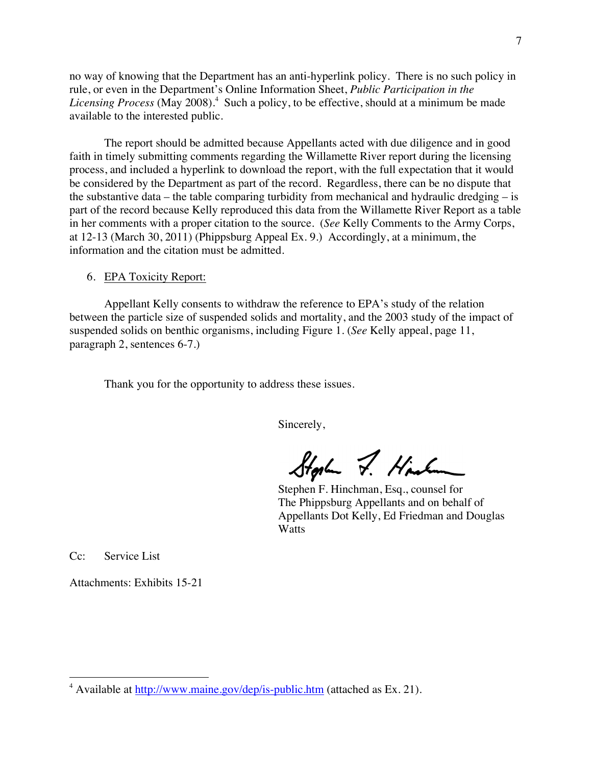no way of knowing that the Department has an anti-hyperlink policy. There is no such policy in rule, or even in the Department's Online Information Sheet, *Public Participation in the Licensing Process* (May 2008).[4] Such a policy, to be effective, should at a minimum be made available to the interested public.

The report should be admitted because Appellants acted with due diligence and in good faith in timely submitting comments regarding the Willamette River report during the licensing process, and included a hyperlink to download the report, with the full expectation that it would be considered by the Department as part of the record. Regardless, there can be no dispute that the substantive data – the table comparing turbidity from mechanical and hydraulic dredging – is part of the record because Kelly reproduced this data from the Willamette River Report as a table in her comments with a proper citation to the source. (*See* Kelly Comments to the Army Corps, at 12-13 (March 30, 2011) (Phippsburg Appeal Ex. 9.) Accordingly, at a minimum, the information and the citation must be admitted.

6. EPA Toxicity Report:

Appellant Kelly consents to withdraw the reference to EPA's study of the relation between the particle size of suspended solids and mortality, and the 2003 study of the impact of suspended solids on benthic organisms, including Figure 1. (*See* Kelly appeal, page 11, paragraph 2, sentences 6-7.)

Thank you for the opportunity to address these issues.

Sincerely,

Stephen F. Hinchman, Esq., counsel for
The Phippsburg Appellants and on behalf of
Appellants Dot Kelly, Ed Friedman and Douglas
Watts

Cc: Service List

Attachments: Exhibits 15-21

---

[4] Available at http://www.maine.gov/dep/is-public.htm (attached as Ex. 21).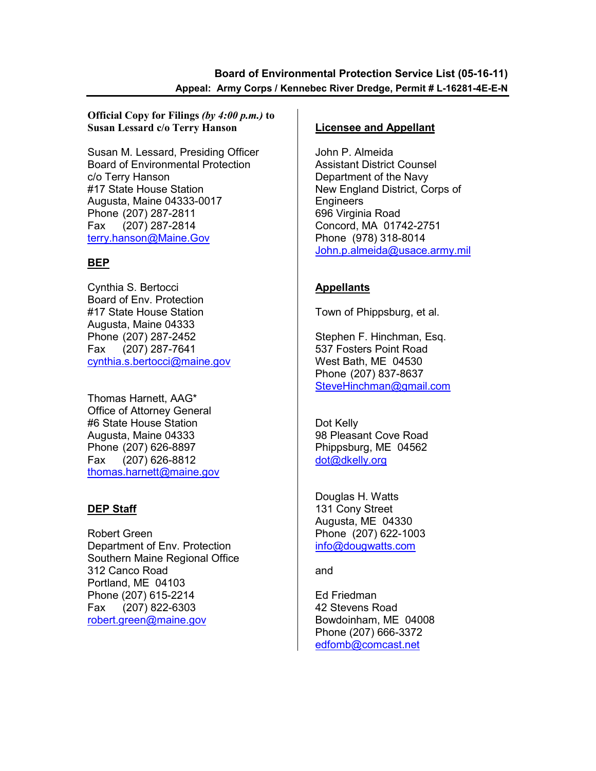**Board of Environmental Protection Service List (05-16-11)**
**Appeal: Army Corps / Kennebec River Dredge, Permit # L-16281-4E-E-N**

**Official Copy for Filings *(by 4:00 p.m.)* to Susan Lessard c/o Terry Hanson**

Susan M. Lessard, Presiding Officer
Board of Environmental Protection
c/o Terry Hanson
#17 State House Station
Augusta, Maine 04333-0017
Phone (207) 287-2811
Fax (207) 287-2814
terry.hanson@Maine.Gov

**BEP**

Cynthia S. Bertocci
Board of Env. Protection
#17 State House Station
Augusta, Maine 04333
Phone (207) 287-2452
Fax (207) 287-7641
cynthia.s.bertocci@maine.gov

Thomas Harnett, AAG*
Office of Attorney General
#6 State House Station
Augusta, Maine 04333
Phone (207) 626-8897
Fax (207) 626-8812
thomas.harnett@maine.gov

**DEP Staff**

Robert Green
Department of Env. Protection
Southern Maine Regional Office
312 Canco Road
Portland, ME 04103
Phone (207) 615-2214
Fax (207) 822-6303
robert.green@maine.gov

**Licensee and Appellant**

John P. Almeida
Assistant District Counsel
Department of the Navy
New England District, Corps of Engineers
696 Virginia Road
Concord, MA 01742-2751
Phone (978) 318-8014
John.p.almeida@usace.army.mil

**Appellants**

Town of Phippsburg, et al.

Stephen F. Hinchman, Esq.
537 Fosters Point Road
West Bath, ME 04530
Phone (207) 837-8637
SteveHinchman@gmail.com

Dot Kelly
98 Pleasant Cove Road
Phippsburg, ME 04562
dot@dkelly.org

Douglas H. Watts
131 Cony Street
Augusta, ME 04330
Phone (207) 622-1003
info@dougwatts.com

and

Ed Friedman
42 Stevens Road
Bowdoinham, ME 04008
Phone (207) 666-3372
edfomb@comcast.net